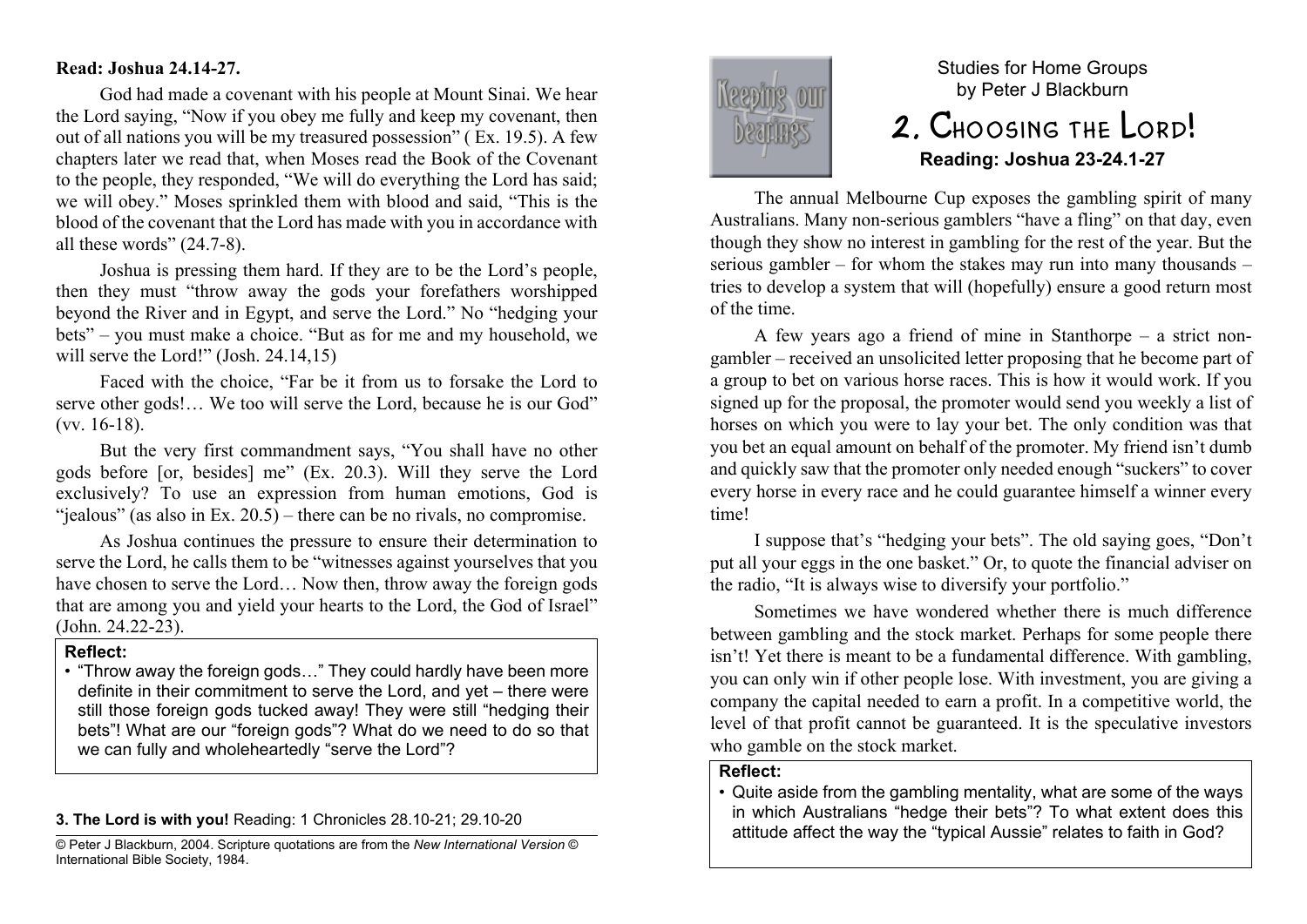Studies for Home Groups
by Peter J Blackburn

# 2. Choosing the Lord!

**Reading: Joshua 23-24.1-27**

The annual Melbourne Cup exposes the gambling spirit of many Australians. Many non-serious gamblers "have a fling" on that day, even though they show no interest in gambling for the rest of the year. But the serious gambler – for whom the stakes may run into many thousands – tries to develop a system that will (hopefully) ensure a good return most of the time.

A few years ago a friend of mine in Stanthorpe – a strict non-gambler – received an unsolicited letter proposing that he become part of a group to bet on various horse races. This is how it would work. If you signed up for the proposal, the promoter would send you weekly a list of horses on which you were to lay your bet. The only condition was that you bet an equal amount on behalf of the promoter. My friend isn't dumb and quickly saw that the promoter only needed enough "suckers" to cover every horse in every race and he could guarantee himself a winner every time!

I suppose that's "hedging your bets". The old saying goes, "Don't put all your eggs in the one basket." Or, to quote the financial adviser on the radio, "It is always wise to diversify your portfolio."

Sometimes we have wondered whether there is much difference between gambling and the stock market. Perhaps for some people there isn't! Yet there is meant to be a fundamental difference. With gambling, you can only win if other people lose. With investment, you are giving a company the capital needed to earn a profit. In a competitive world, the level of that profit cannot be guaranteed. It is the speculative investors who gamble on the stock market.

**Reflect:**

- Quite aside from the gambling mentality, what are some of the ways in which Australians "hedge their bets"? To what extent does this attitude affect the way the "typical Aussie" relates to faith in God?

**Read: Joshua 24.14-27.**

God had made a covenant with his people at Mount Sinai. We hear the Lord saying, "Now if you obey me fully and keep my covenant, then out of all nations you will be my treasured possession" ( Ex. 19.5). A few chapters later we read that, when Moses read the Book of the Covenant to the people, they responded, "We will do everything the Lord has said; we will obey." Moses sprinkled them with blood and said, "This is the blood of the covenant that the Lord has made with you in accordance with all these words" (24.7-8).

Joshua is pressing them hard. If they are to be the Lord's people, then they must "throw away the gods your forefathers worshipped beyond the River and in Egypt, and serve the Lord." No "hedging your bets" – you must make a choice. "But as for me and my household, we will serve the Lord!" (Josh. 24.14,15)

Faced with the choice, "Far be it from us to forsake the Lord to serve other gods!… We too will serve the Lord, because he is our God" (vv. 16-18).

But the very first commandment says, "You shall have no other gods before [or, besides] me" (Ex. 20.3). Will they serve the Lord exclusively? To use an expression from human emotions, God is "jealous" (as also in Ex. 20.5) – there can be no rivals, no compromise.

As Joshua continues the pressure to ensure their determination to serve the Lord, he calls them to be "witnesses against yourselves that you have chosen to serve the Lord… Now then, throw away the foreign gods that are among you and yield your hearts to the Lord, the God of Israel" (John. 24.22-23).

**Reflect:**

- "Throw away the foreign gods…" They could hardly have been more definite in their commitment to serve the Lord, and yet – there were still those foreign gods tucked away! They were still "hedging their bets"! What are our "foreign gods"? What do we need to do so that we can fully and wholeheartedly "serve the Lord"?

**3. The Lord is with you!** Reading: 1 Chronicles 28.10-21; 29.10-20

© Peter J Blackburn, 2004. Scripture quotations are from the *New International Version* © International Bible Society, 1984.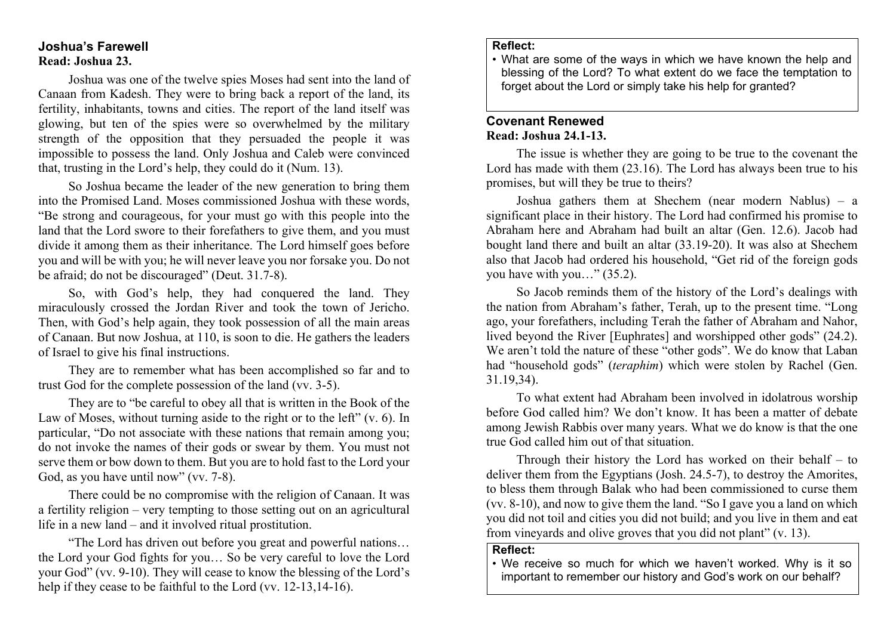## Joshua's Farewell

**Read: Joshua 23.**

Joshua was one of the twelve spies Moses had sent into the land of Canaan from Kadesh. They were to bring back a report of the land, its fertility, inhabitants, towns and cities. The report of the land itself was glowing, but ten of the spies were so overwhelmed by the military strength of the opposition that they persuaded the people it was impossible to possess the land. Only Joshua and Caleb were convinced that, trusting in the Lord's help, they could do it (Num. 13).

So Joshua became the leader of the new generation to bring them into the Promised Land. Moses commissioned Joshua with these words, "Be strong and courageous, for your must go with this people into the land that the Lord swore to their forefathers to give them, and you must divide it among them as their inheritance. The Lord himself goes before you and will be with you; he will never leave you nor forsake you. Do not be afraid; do not be discouraged" (Deut. 31.7-8).

So, with God's help, they had conquered the land. They miraculously crossed the Jordan River and took the town of Jericho. Then, with God's help again, they took possession of all the main areas of Canaan. But now Joshua, at 110, is soon to die. He gathers the leaders of Israel to give his final instructions.

They are to remember what has been accomplished so far and to trust God for the complete possession of the land (vv. 3-5).

They are to "be careful to obey all that is written in the Book of the Law of Moses, without turning aside to the right or to the left" (v. 6). In particular, "Do not associate with these nations that remain among you; do not invoke the names of their gods or swear by them. You must not serve them or bow down to them. But you are to hold fast to the Lord your God, as you have until now" (vv. 7-8).

There could be no compromise with the religion of Canaan. It was a fertility religion – very tempting to those setting out on an agricultural life in a new land – and it involved ritual prostitution.

"The Lord has driven out before you great and powerful nations… the Lord your God fights for you… So be very careful to love the Lord your God" (vv. 9-10). They will cease to know the blessing of the Lord's help if they cease to be faithful to the Lord (vv. 12-13,14-16).

**Reflect:**

- What are some of the ways in which we have known the help and blessing of the Lord? To what extent do we face the temptation to forget about the Lord or simply take his help for granted?

## Covenant Renewed

**Read: Joshua 24.1-13.**

The issue is whether they are going to be true to the covenant the Lord has made with them (23.16). The Lord has always been true to his promises, but will they be true to theirs?

Joshua gathers them at Shechem (near modern Nablus) – a significant place in their history. The Lord had confirmed his promise to Abraham here and Abraham had built an altar (Gen. 12.6). Jacob had bought land there and built an altar (33.19-20). It was also at Shechem also that Jacob had ordered his household, "Get rid of the foreign gods you have with you…" (35.2).

So Jacob reminds them of the history of the Lord's dealings with the nation from Abraham's father, Terah, up to the present time. "Long ago, your forefathers, including Terah the father of Abraham and Nahor, lived beyond the River [Euphrates] and worshipped other gods" (24.2). We aren't told the nature of these "other gods". We do know that Laban had "household gods" (*teraphim*) which were stolen by Rachel (Gen. 31.19,34).

To what extent had Abraham been involved in idolatrous worship before God called him? We don't know. It has been a matter of debate among Jewish Rabbis over many years. What we do know is that the one true God called him out of that situation.

Through their history the Lord has worked on their behalf – to deliver them from the Egyptians (Josh. 24.5-7), to destroy the Amorites, to bless them through Balak who had been commissioned to curse them (vv. 8-10), and now to give them the land. "So I gave you a land on which you did not toil and cities you did not build; and you live in them and eat from vineyards and olive groves that you did not plant" (v. 13).

**Reflect:**

- We receive so much for which we haven't worked. Why is it so important to remember our history and God's work on our behalf?